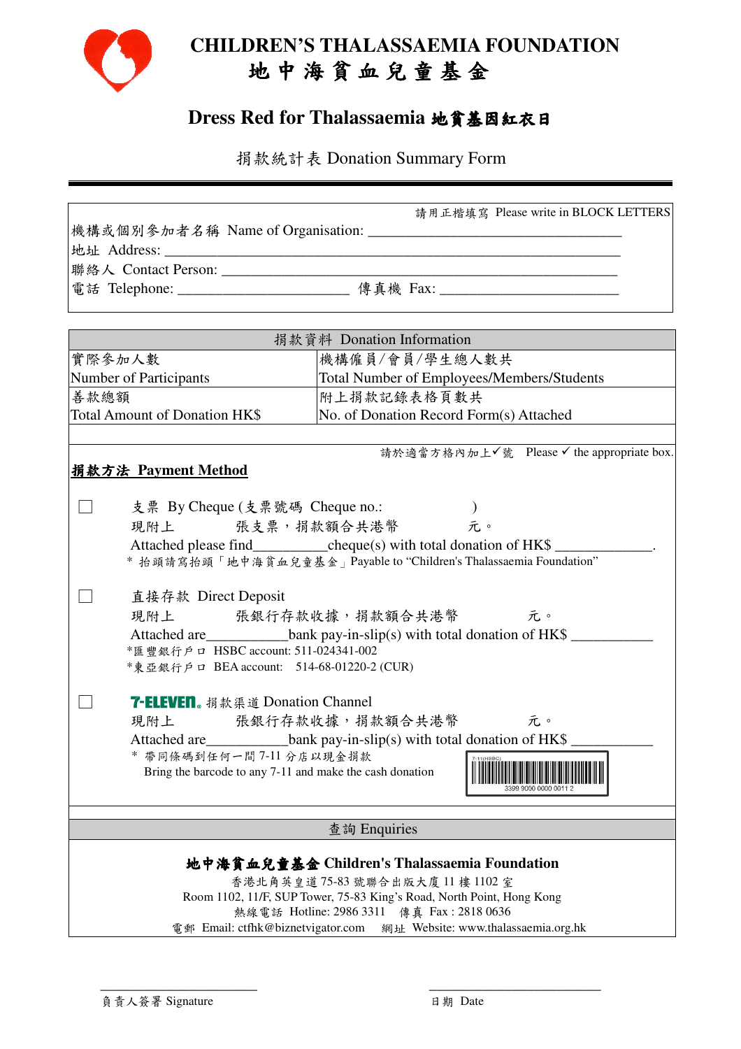# CHILDREN'S THALASSAEMIA FOUNDATION
# 地中海貧血兒童基金

## Dress Red for Thalassaemia 地貧基因紅衣日

### 捐款統計表 Donation Summary Form

請用正楷填寫 Please write in BLOCK LETTERS

機構或個別參加者名稱 Name of Organisation: ________________________________

地址 Address: ________________________________________________

聯絡人 Contact Person: ____________________________________________

電話 Telephone: ______________________ 傳真機 Fax: ______________________

| 捐款資料 Donation Information | |
|---|---|
| 實際參加人數<br>Number of Participants | 機構僱員/會員/學生總人數共<br>Total Number of Employees/Members/Students |
| 善款總額<br>Total Amount of Donation HK$ | 附上捐款記錄表格頁數共<br>No. of Donation Record Form(s) Attached |

請於適當方格內加上✓號 Please ✓ the appropriate box.

**捐款方法 Payment Method**

☐ 支票 By Cheque (支票號碼 Cheque no.: )
現附上 張支票，捐款額合共港幣 元。
Attached please find__________cheque(s) with total donation of HK$ _____________.
\* 抬頭請寫抬頭「地中海貧血兒童基金」Payable to "Children's Thalassaemia Foundation"

☐ 直接存款 Direct Deposit
現附上 張銀行存款收據，捐款額合共港幣 元。
Attached are___________bank pay-in-slip(s) with total donation of HK$ ___________
\*匯豐銀行戶口 HSBC account: 511-024341-002
\*東亞銀行戶口 BEA account: 514-68-01220-2 (CUR)

☐ 7-ELEVEn. 捐款渠道 Donation Channel
現附上 張銀行存款收據，捐款額合共港幣 元。
Attached are___________bank pay-in-slip(s) with total donation of HK$ ___________
\* 帶同條碼到任何一間 7-11 分店以現金捐款
Bring the barcode to any 7-11 and make the cash donation

7-11(HSBC)
3399 9000 0000 0011 2

**查詢 Enquiries**

**地中海貧血兒童基金 Children's Thalassaemia Foundation**
香港北角英皇道 75-83 號聯合出版大廈 11 樓 1102 室
Room 1102, 11/F, SUP Tower, 75-83 King's Road, North Point, Hong Kong
熱線電話 Hotline: 2986 3311 傳真 Fax : 2818 0636
電郵 Email: ctfhk@biznetvigator.com 網址 Website: www.thalassaemia.org.hk

______________________ ______________________
負責人簽署 Signature 日期 Date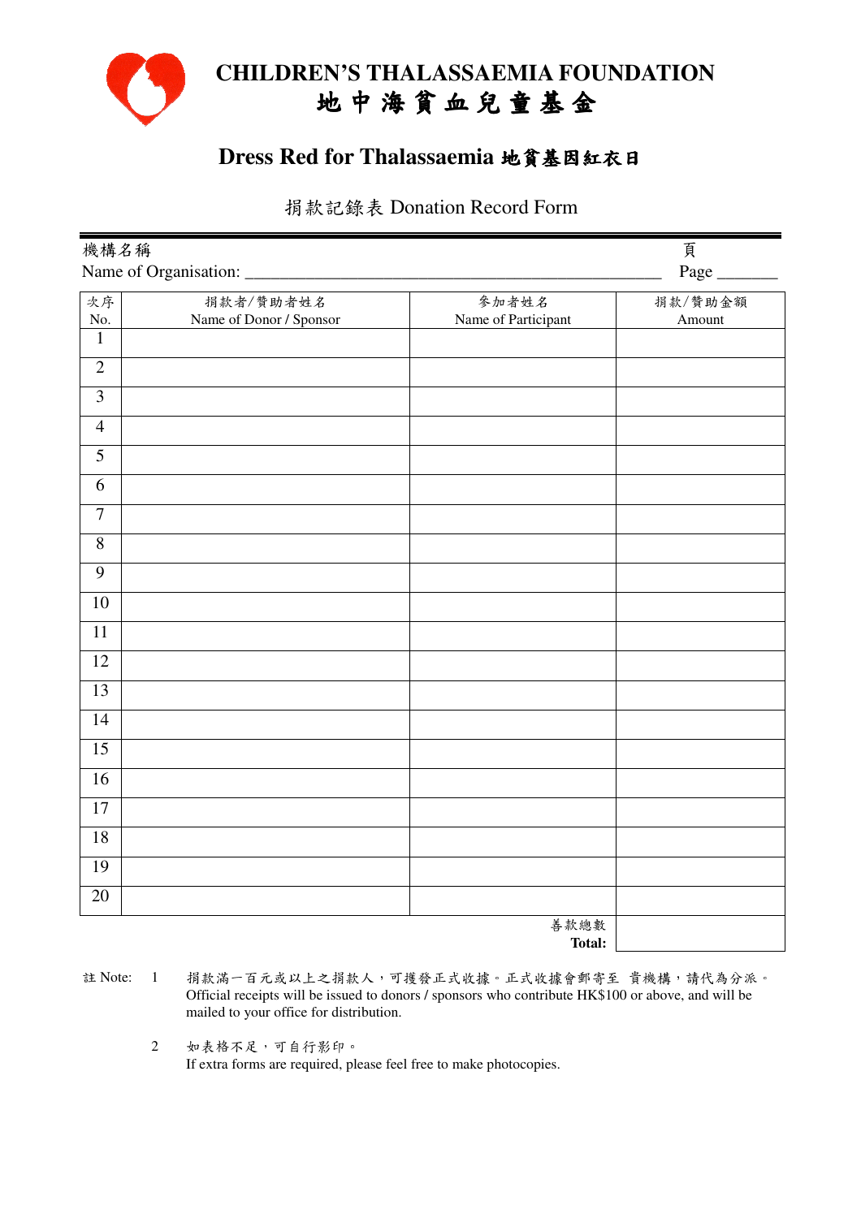# CHILDREN'S THALASSAEMIA FOUNDATION
# 地中海貧血兒童基金

## Dress Red for Thalassaemia 地貧基因紅衣日

### 捐款記錄表 Donation Record Form

機構名稱
Name of Organisation: ______________________________________________ 頁 Page _______

| 次序 No. | 捐款者/贊助者姓名 Name of Donor / Sponsor | 參加者姓名 Name of Participant | 捐款/贊助金額 Amount |
|---|---|---|---|
| 1 | | | |
| 2 | | | |
| 3 | | | |
| 4 | | | |
| 5 | | | |
| 6 | | | |
| 7 | | | |
| 8 | | | |
| 9 | | | |
| 10 | | | |
| 11 | | | |
| 12 | | | |
| 13 | | | |
| 14 | | | |
| 15 | | | |
| 16 | | | |
| 17 | | | |
| 18 | | | |
| 19 | | | |
| 20 | | | |
| | | 善款總數 **Total:** | |

註 Note:

1. 捐款滿一百元或以上之捐款人，可獲發正式收據。正式收據會郵寄至 貴機構，請代為分派。
   Official receipts will be issued to donors / sponsors who contribute HK$100 or above, and will be mailed to your office for distribution.

2. 如表格不足，可自行影印。
   If extra forms are required, please feel free to make photocopies.